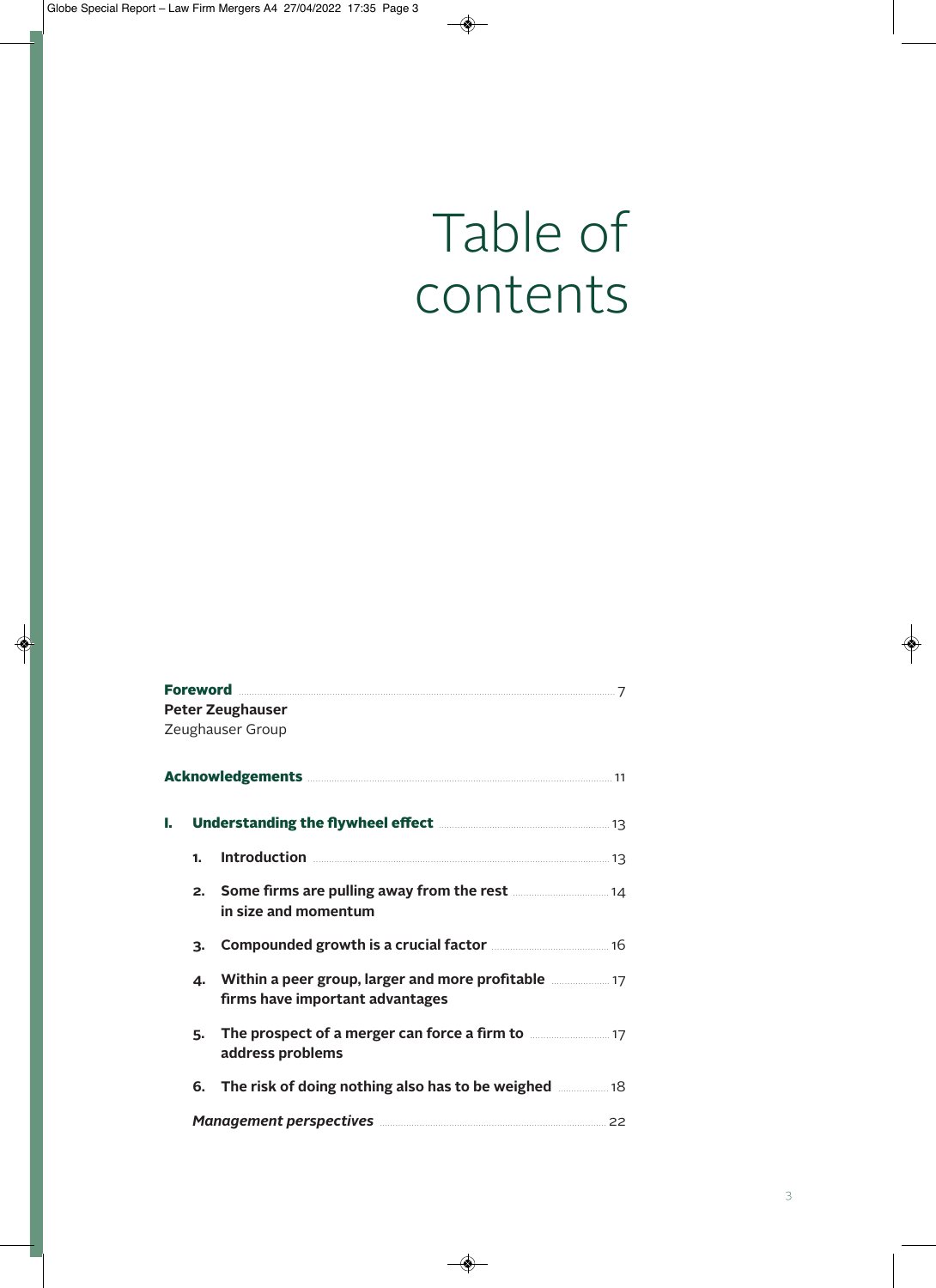# Table of contents

**Foreword** ........ 7
**Peter Zeughauser**
Zeughauser Group

**Acknowledgements** ........ 11

**I. Understanding the flywheel effect** ........ 13

1. **Introduction** ........ 13
2. **Some firms are pulling away from the rest in size and momentum** ........ 14
3. **Compounded growth is a crucial factor** ........ 16
4. **Within a peer group, larger and more profitable firms have important advantages** ........ 17
5. **The prospect of a merger can force a firm to address problems** ........ 17
6. **The risk of doing nothing also has to be weighed** ........ 18

***Management perspectives*** ........ 22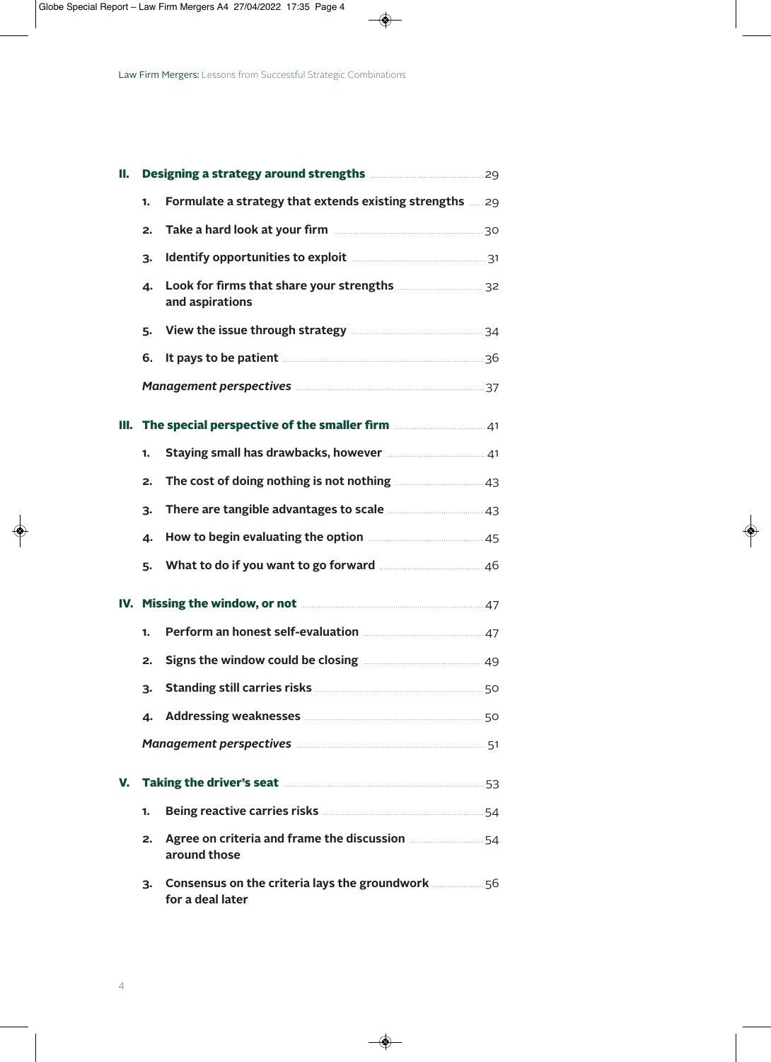**II. Designing a strategy around strengths** ........ 29

1. **Formulate a strategy that extends existing strengths** ........ 29
2. **Take a hard look at your firm** ........ 30
3. **Identify opportunities to exploit** ........ 31
4. **Look for firms that share your strengths and aspirations** ........ 32
5. **View the issue through strategy** ........ 34
6. **It pays to be patient** ........ 36

***Management perspectives*** ........ 37

**III. The special perspective of the smaller firm** ........ 41

1. **Staying small has drawbacks, however** ........ 41
2. **The cost of doing nothing is not nothing** ........ 43
3. **There are tangible advantages to scale** ........ 43
4. **How to begin evaluating the option** ........ 45
5. **What to do if you want to go forward** ........ 46

**IV. Missing the window, or not** ........ 47

1. **Perform an honest self-evaluation** ........ 47
2. **Signs the window could be closing** ........ 49
3. **Standing still carries risks** ........ 50
4. **Addressing weaknesses** ........ 50

***Management perspectives*** ........ 51

**V. Taking the driver's seat** ........ 53

1. **Being reactive carries risks** ........ 54
2. **Agree on criteria and frame the discussion around those** ........ 54
3. **Consensus on the criteria lays the groundwork for a deal later** ........ 56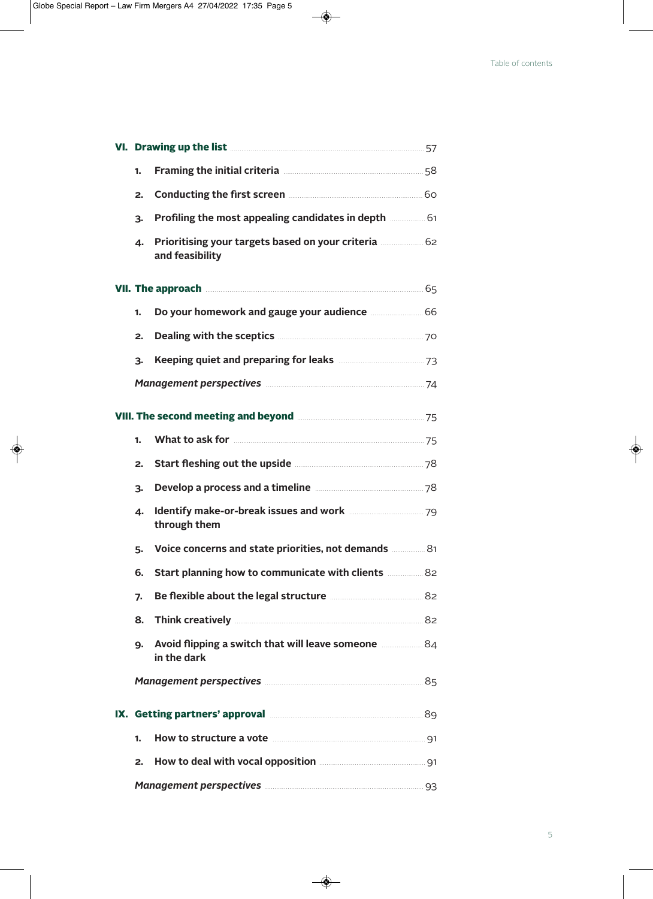**VI. Drawing up the list** ..... 57

1. **Framing the initial criteria** ..... 58
2. **Conducting the first screen** ..... 60
3. **Profiling the most appealing candidates in depth** ..... 61
4. **Prioritising your targets based on your criteria and feasibility** ..... 62

**VII. The approach** ..... 65

1. **Do your homework and gauge your audience** ..... 66
2. **Dealing with the sceptics** ..... 70
3. **Keeping quiet and preparing for leaks** ..... 73

***Management perspectives*** ..... 74

**VIII. The second meeting and beyond** ..... 75

1. **What to ask for** ..... 75
2. **Start fleshing out the upside** ..... 78
3. **Develop a process and a timeline** ..... 78
4. **Identify make-or-break issues and work through them** ..... 79
5. **Voice concerns and state priorities, not demands** ..... 81
6. **Start planning how to communicate with clients** ..... 82
7. **Be flexible about the legal structure** ..... 82
8. **Think creatively** ..... 82
9. **Avoid flipping a switch that will leave someone in the dark** ..... 84

***Management perspectives*** ..... 85

**IX. Getting partners' approval** ..... 89

1. **How to structure a vote** ..... 91
2. **How to deal with vocal opposition** ..... 91

***Management perspectives*** ..... 93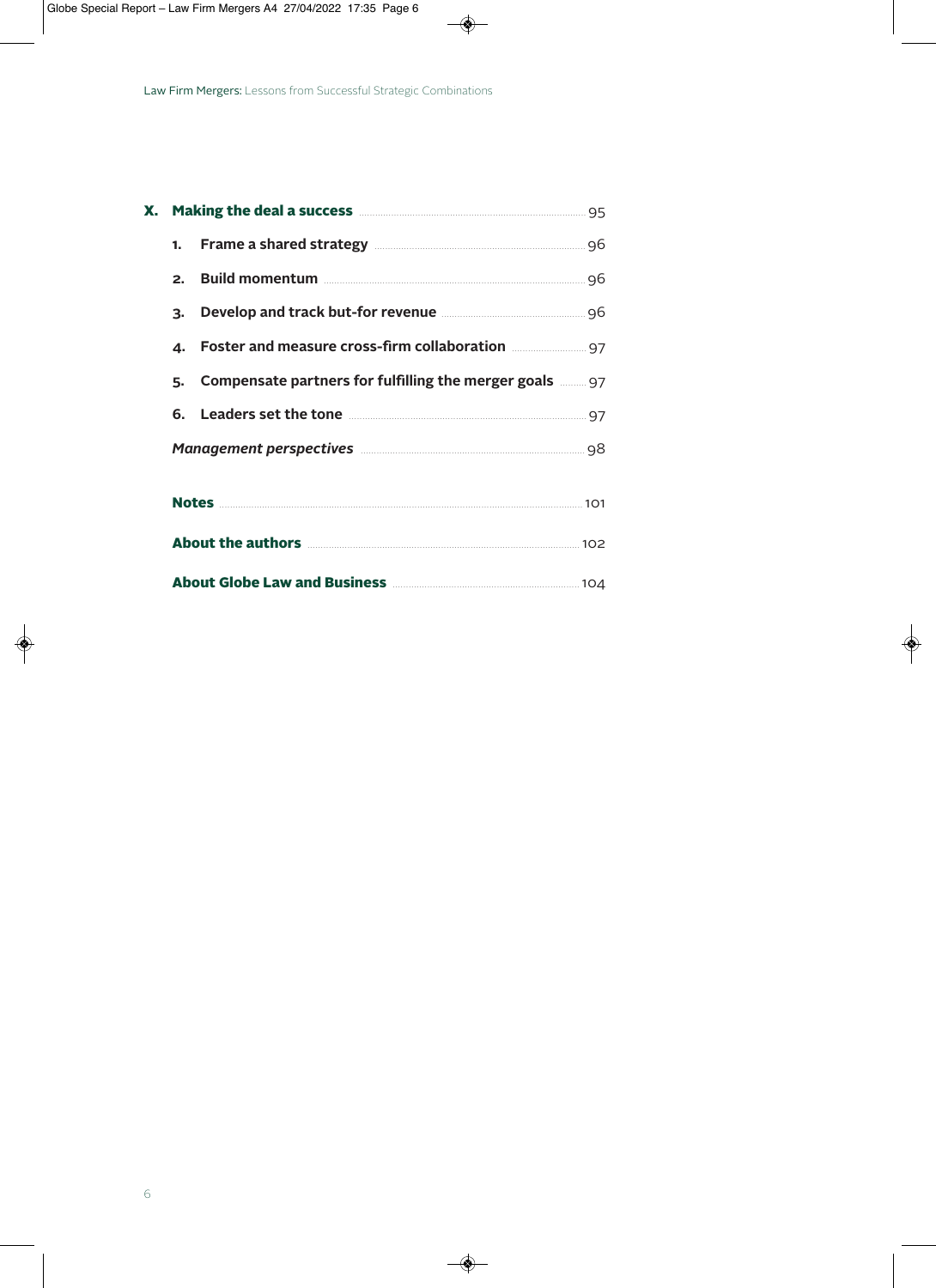**X. Making the deal a success** ..... 95

1. **Frame a shared strategy** ..... 96
2. **Build momentum** ..... 96
3. **Develop and track but-for revenue** ..... 96
4. **Foster and measure cross-firm collaboration** ..... 97
5. **Compensate partners for fulfilling the merger goals** ..... 97
6. **Leaders set the tone** ..... 97

***Management perspectives*** ..... 98

**Notes** ..... 101

**About the authors** ..... 102

**About Globe Law and Business** ..... 104